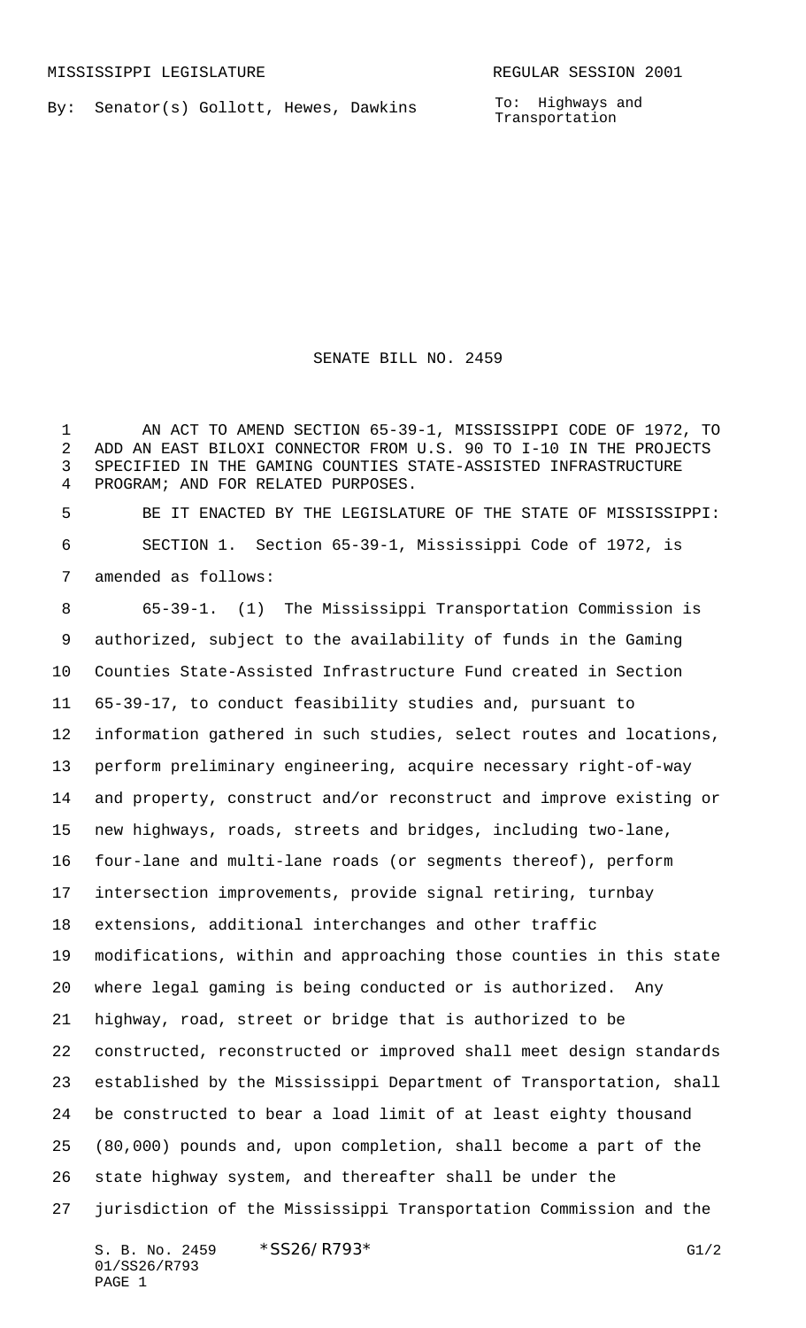MISSISSIPPI LEGISLATURE REGULAR SESSION 2001

By: Senator(s) Gollott, Hewes, Dawkins

To: Highways and Transportation

# SENATE BILL NO. 2459

AN ACT TO AMEND SECTION 65-39-1, MISSISSIPPI CODE OF 1972, TO ADD AN EAST BILOXI CONNECTOR FROM U.S. 90 TO I-10 IN THE PROJECTS SPECIFIED IN THE GAMING COUNTIES STATE-ASSISTED INFRASTRUCTURE PROGRAM; AND FOR RELATED PURPOSES.

BE IT ENACTED BY THE LEGISLATURE OF THE STATE OF MISSISSIPPI:

SECTION 1. Section 65-39-1, Mississippi Code of 1972, is amended as follows:

65-39-1. (1) The Mississippi Transportation Commission is authorized, subject to the availability of funds in the Gaming Counties State-Assisted Infrastructure Fund created in Section 65-39-17, to conduct feasibility studies and, pursuant to information gathered in such studies, select routes and locations, perform preliminary engineering, acquire necessary right-of-way and property, construct and/or reconstruct and improve existing or new highways, roads, streets and bridges, including two-lane, four-lane and multi-lane roads (or segments thereof), perform intersection improvements, provide signal retiring, turnbay extensions, additional interchanges and other traffic modifications, within and approaching those counties in this state where legal gaming is being conducted or is authorized. Any highway, road, street or bridge that is authorized to be constructed, reconstructed or improved shall meet design standards established by the Mississippi Department of Transportation, shall be constructed to bear a load limit of at least eighty thousand (80,000) pounds and, upon completion, shall become a part of the state highway system, and thereafter shall be under the jurisdiction of the Mississippi Transportation Commission and the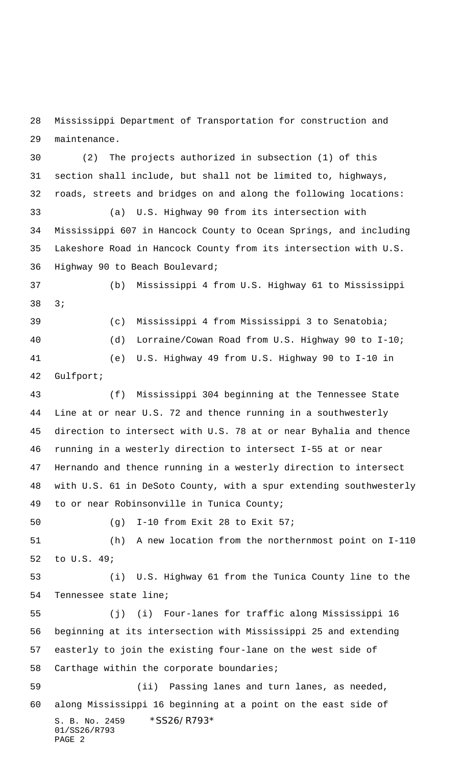Mississippi Department of Transportation for construction and maintenance.

(2) The projects authorized in subsection (1) of this section shall include, but shall not be limited to, highways, roads, streets and bridges on and along the following locations:

(a) U.S. Highway 90 from its intersection with Mississippi 607 in Hancock County to Ocean Springs, and including Lakeshore Road in Hancock County from its intersection with U.S. Highway 90 to Beach Boulevard;

(b) Mississippi 4 from U.S. Highway 61 to Mississippi 3;

(c) Mississippi 4 from Mississippi 3 to Senatobia;

(d) Lorraine/Cowan Road from U.S. Highway 90 to I-10;

(e) U.S. Highway 49 from U.S. Highway 90 to I-10 in Gulfport;

(f) Mississippi 304 beginning at the Tennessee State Line at or near U.S. 72 and thence running in a southwesterly direction to intersect with U.S. 78 at or near Byhalia and thence running in a westerly direction to intersect I-55 at or near Hernando and thence running in a westerly direction to intersect with U.S. 61 in DeSoto County, with a spur extending southwesterly to or near Robinsonville in Tunica County;

(g) I-10 from Exit 28 to Exit 57;

(h) A new location from the northernmost point on I-110 to U.S. 49;

(i) U.S. Highway 61 from the Tunica County line to the Tennessee state line;

(j) (i) Four-lanes for traffic along Mississippi 16 beginning at its intersection with Mississippi 25 and extending easterly to join the existing four-lane on the west side of Carthage within the corporate boundaries;

(ii) Passing lanes and turn lanes, as needed, along Mississippi 16 beginning at a point on the east side of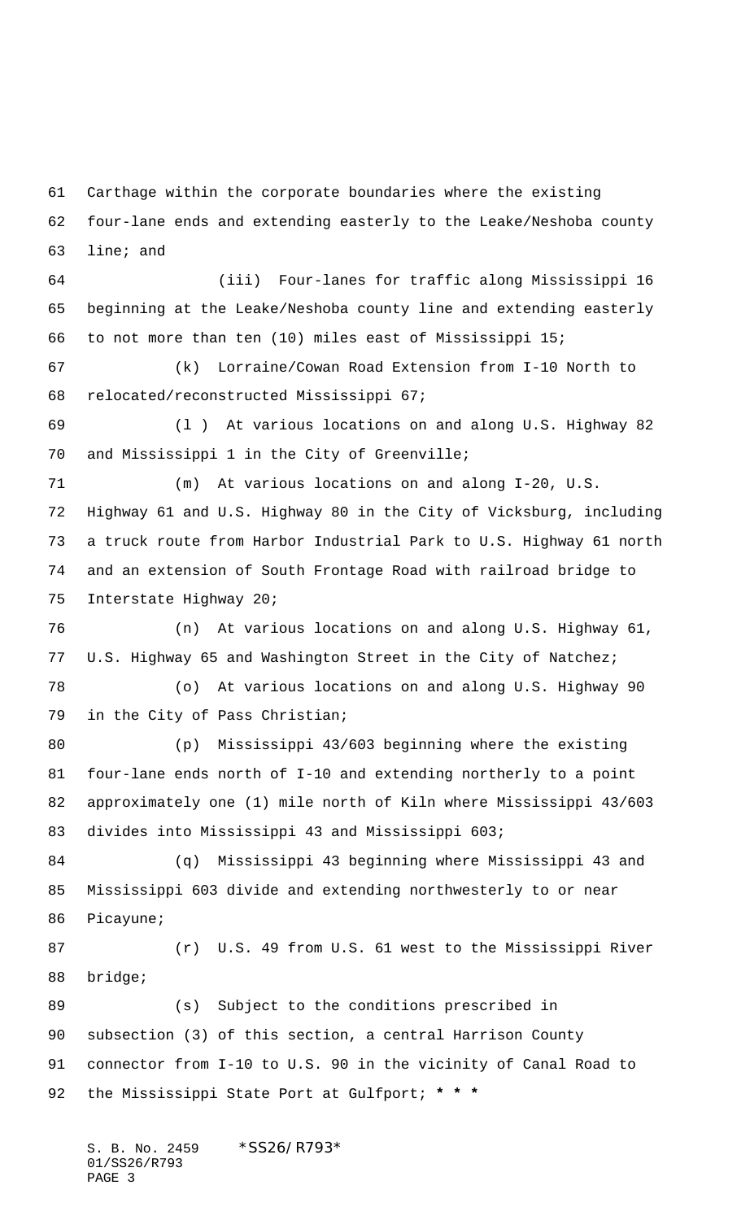Carthage within the corporate boundaries where the existing four-lane ends and extending easterly to the Leake/Neshoba county line; and

(iii) Four-lanes for traffic along Mississippi 16 beginning at the Leake/Neshoba county line and extending easterly to not more than ten (10) miles east of Mississippi 15;

(k) Lorraine/Cowan Road Extension from I-10 North to relocated/reconstructed Mississippi 67;

(l ) At various locations on and along U.S. Highway 82 and Mississippi 1 in the City of Greenville;

(m) At various locations on and along I-20, U.S. Highway 61 and U.S. Highway 80 in the City of Vicksburg, including a truck route from Harbor Industrial Park to U.S. Highway 61 north and an extension of South Frontage Road with railroad bridge to Interstate Highway 20;

(n) At various locations on and along U.S. Highway 61, U.S. Highway 65 and Washington Street in the City of Natchez;

(o) At various locations on and along U.S. Highway 90 in the City of Pass Christian;

(p) Mississippi 43/603 beginning where the existing four-lane ends north of I-10 and extending northerly to a point approximately one (1) mile north of Kiln where Mississippi 43/603 divides into Mississippi 43 and Mississippi 603;

(q) Mississippi 43 beginning where Mississippi 43 and Mississippi 603 divide and extending northwesterly to or near Picayune;

(r) U.S. 49 from U.S. 61 west to the Mississippi River bridge;

(s) Subject to the conditions prescribed in subsection (3) of this section, a central Harrison County connector from I-10 to U.S. 90 in the vicinity of Canal Road to the Mississippi State Port at Gulfport; *** * ***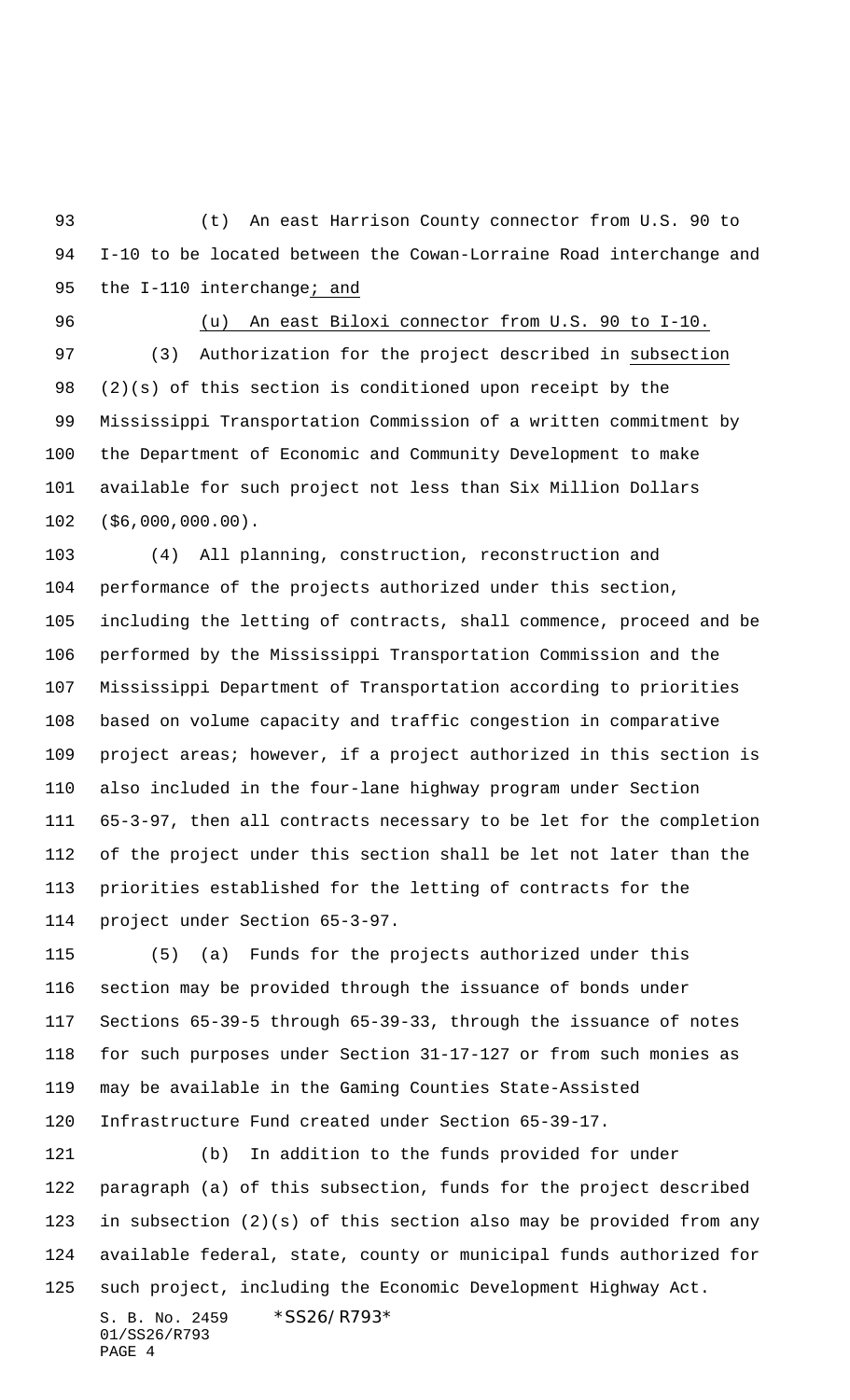(t) An east Harrison County connector from U.S. 90 to I-10 to be located between the Cowan-Lorraine Road interchange and the I-110 interchange<u>; and</u>

<u>(u) An east Biloxi connector from U.S. 90 to I-10.</u>

(3) Authorization for the project described in <u>subsection</u> (2)(s) of this section is conditioned upon receipt by the Mississippi Transportation Commission of a written commitment by the Department of Economic and Community Development to make available for such project not less than Six Million Dollars ($6,000,000.00).

(4) All planning, construction, reconstruction and performance of the projects authorized under this section, including the letting of contracts, shall commence, proceed and be performed by the Mississippi Transportation Commission and the Mississippi Department of Transportation according to priorities based on volume capacity and traffic congestion in comparative project areas; however, if a project authorized in this section is also included in the four-lane highway program under Section 65-3-97, then all contracts necessary to be let for the completion of the project under this section shall be let not later than the priorities established for the letting of contracts for the project under Section 65-3-97.

(5) (a) Funds for the projects authorized under this section may be provided through the issuance of bonds under Sections 65-39-5 through 65-39-33, through the issuance of notes for such purposes under Section 31-17-127 or from such monies as may be available in the Gaming Counties State-Assisted Infrastructure Fund created under Section 65-39-17.

(b) In addition to the funds provided for under paragraph (a) of this subsection, funds for the project described in subsection (2)(s) of this section also may be provided from any available federal, state, county or municipal funds authorized for such project, including the Economic Development Highway Act.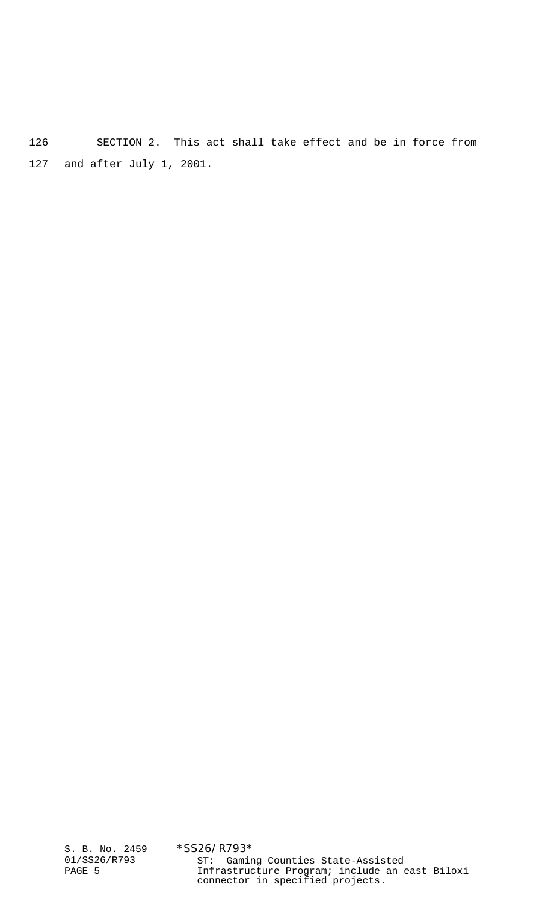126 SECTION 2. This act shall take effect and be in force from

127 and after July 1, 2001.